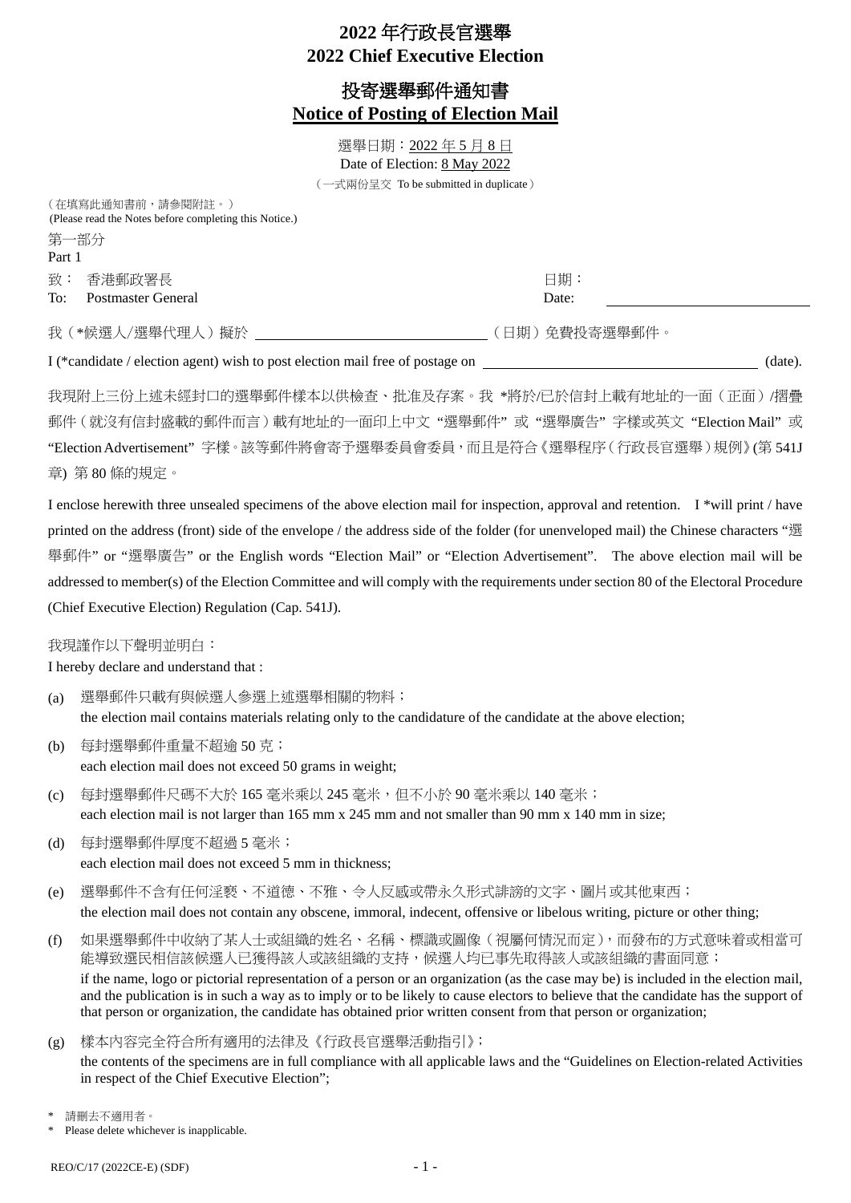# 2022 年行政長官選舉
# 2022 Chief Executive Election

## 投寄選舉郵件通知書
## Notice of Posting of Election Mail

選舉日期：2022 年 5 月 8 日
Date of Election: 8 May 2022

（一式兩份呈交 To be submitted in duplicate）

（在填寫此通知書前，請參閱附註。）
(Please read the Notes before completing this Notice.)

第一部分
Part 1

致： 香港郵政署長　　　　日期：
To: Postmaster General　　　　Date: ____________________

我（*候選人/選舉代理人）擬於 ____________________（日期）免費投寄選舉郵件。

I (*candidate / election agent) wish to post election mail free of postage on ____________________ (date).

我現附上三份上述未經封口的選舉郵件樣本以供檢查、批准及存案。我 *將於/已於信封上載有地址的一面（正面）/摺疊郵件（就沒有信封盛載的郵件而言）載有地址的一面印上中文 "選舉郵件" 或 "選舉廣告" 字樣或英文 "Election Mail" 或 "Election Advertisement" 字樣。該等郵件將會寄予選舉委員會委員，而且是符合《選舉程序（行政長官選舉）規例》(第 541J 章) 第 80 條的規定。

I enclose herewith three unsealed specimens of the above election mail for inspection, approval and retention. I *will print / have printed on the address (front) side of the envelope / the address side of the folder (for unenveloped mail) the Chinese characters "選舉郵件" or "選舉廣告" or the English words "Election Mail" or "Election Advertisement". The above election mail will be addressed to member(s) of the Election Committee and will comply with the requirements under section 80 of the Electoral Procedure (Chief Executive Election) Regulation (Cap. 541J).

我現謹作以下聲明並明白：
I hereby declare and understand that :

(a) 選舉郵件只載有與候選人參選上述選舉相關的物料；
the election mail contains materials relating only to the candidature of the candidate at the above election;

(b) 每封選舉郵件重量不超逾 50 克；
each election mail does not exceed 50 grams in weight;

(c) 每封選舉郵件尺碼不大於 165 毫米乘以 245 毫米，但不小於 90 毫米乘以 140 毫米；
each election mail is not larger than 165 mm x 245 mm and not smaller than 90 mm x 140 mm in size;

(d) 每封選舉郵件厚度不超過 5 毫米；
each election mail does not exceed 5 mm in thickness;

(e) 選舉郵件不含有任何淫褻、不道德、不雅、令人反感或帶永久形式誹謗的文字、圖片或其他東西；
the election mail does not contain any obscene, immoral, indecent, offensive or libelous writing, picture or other thing;

(f) 如果選舉郵件中收納了某人士或組織的姓名、名稱、標識或圖像（視屬何情況而定），而發布的方式意味着或相當可能導致選民相信該候選人已獲得該人或該組織的支持，候選人均已事先取得該人或該組織的書面同意；
if the name, logo or pictorial representation of a person or an organization (as the case may be) is included in the election mail, and the publication is in such a way as to imply or to be likely to cause electors to believe that the candidate has the support of that person or organization, the candidate has obtained prior written consent from that person or organization;

(g) 樣本內容完全符合所有適用的法律及《行政長官選舉活動指引》；
the contents of the specimens are in full compliance with all applicable laws and the "Guidelines on Election-related Activities in respect of the Chief Executive Election";

\* 請刪去不適用者。
\* Please delete whichever is inapplicable.

REO/C/17 (2022CE-E) (SDF)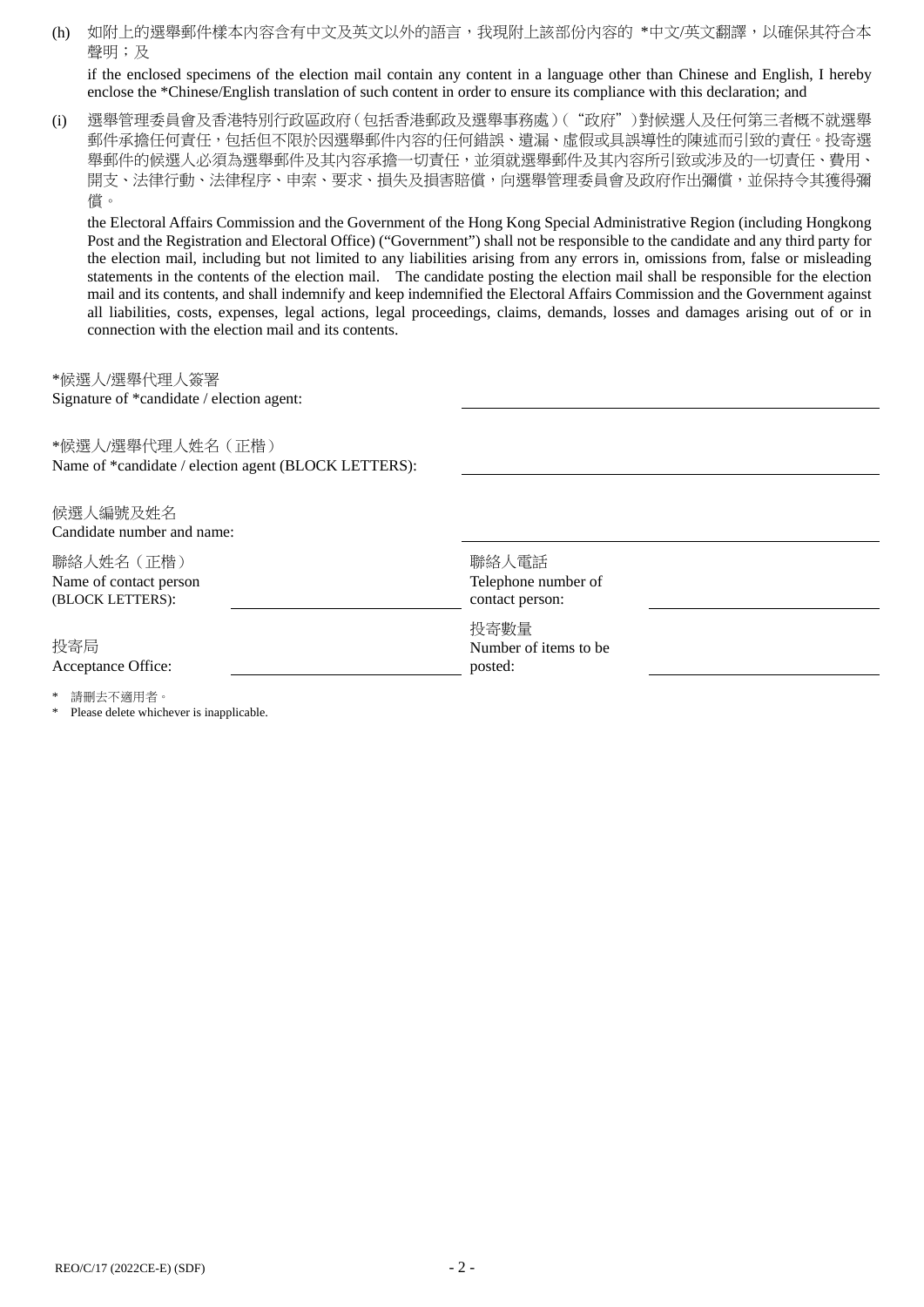(h) 如附上的選舉郵件樣本內容含有中文及英文以外的語言，我現附上該部份內容的 *中文/英文翻譯，以確保其符合本聲明；及

if the enclosed specimens of the election mail contain any content in a language other than Chinese and English, I hereby enclose the *Chinese/English translation of such content in order to ensure its compliance with this declaration; and

(i) 選舉管理委員會及香港特別行政區政府（包括香港郵政及選舉事務處）（"政府"）對候選人及任何第三者概不就選舉郵件承擔任何責任，包括但不限於因選舉郵件內容的任何錯誤、遺漏、虛假或具誤導性的陳述而引致的責任。投寄選舉郵件的候選人必須為選舉郵件及其內容承擔一切責任，並須就選舉郵件及其內容所引致或涉及的一切責任、費用、開支、法律行動、法律程序、申索、要求、損失及損害賠償，向選舉管理委員會及政府作出彌償，並保持令其獲得彌償。

the Electoral Affairs Commission and the Government of the Hong Kong Special Administrative Region (including Hongkong Post and the Registration and Electoral Office) ("Government") shall not be responsible to the candidate and any third party for the election mail, including but not limited to any liabilities arising from any errors in, omissions from, false or misleading statements in the contents of the election mail. The candidate posting the election mail shall be responsible for the election mail and its contents, and shall indemnify and keep indemnified the Electoral Affairs Commission and the Government against all liabilities, costs, expenses, legal actions, legal proceedings, claims, demands, losses and damages arising out of or in connection with the election mail and its contents.

*候選人/選舉代理人簽署
Signature of *candidate / election agent: ______________________

*候選人/選舉代理人姓名（正楷）
Name of *candidate / election agent (BLOCK LETTERS): ______________________

候選人編號及姓名
Candidate number and name: ______________________

聯絡人姓名（正楷）
Name of contact person
(BLOCK LETTERS): ______________________

聯絡人電話
Telephone number of
contact person: ______________________

投寄局
Acceptance Office: ______________________

投寄數量
Number of items to be
posted: ______________________

\* 請刪去不適用者。
\* Please delete whichever is inapplicable.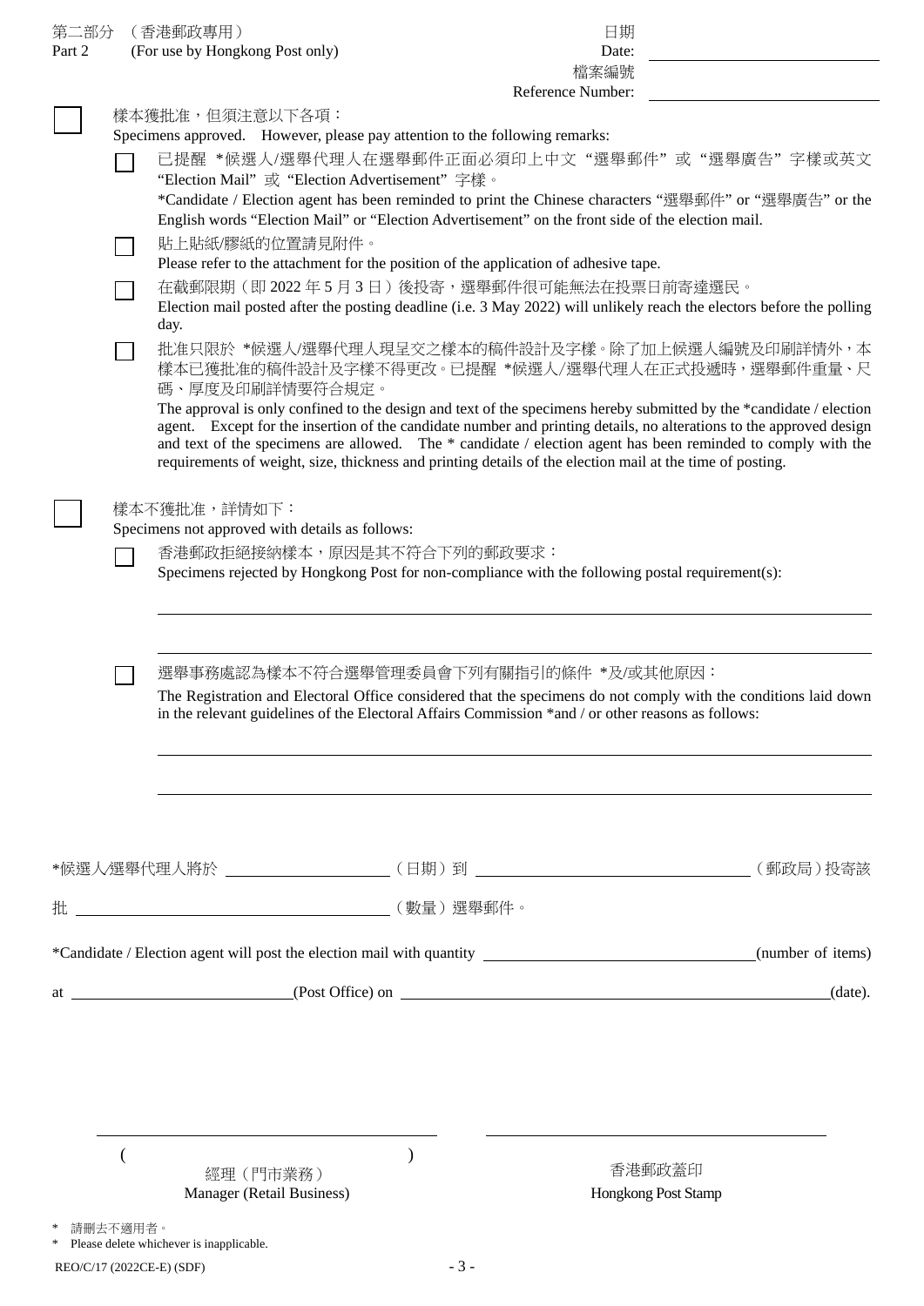第二部分 （香港郵政專用）
Part 2 (For use by Hongkong Post only)

日期
Date: ____________________

檔案編號
Reference Number: ____________________

☐ 樣本獲批准，但須注意以下各項：
Specimens approved. However, please pay attention to the following remarks:

- ☐ 已提醒 *候選人/選舉代理人在選舉郵件正面必須印上中文"選舉郵件"或"選舉廣告"字樣或英文"Election Mail"或"Election Advertisement"字樣。
  *Candidate / Election agent has been reminded to print the Chinese characters "選舉郵件" or "選舉廣告" or the English words "Election Mail" or "Election Advertisement" on the front side of the election mail.
- ☐ 貼上貼紙/膠紙的位置請見附件。
  Please refer to the attachment for the position of the application of adhesive tape.
- ☐ 在截郵限期（即 2022 年 5 月 3 日）後投寄，選舉郵件很可能無法在投票日前寄達選民。
  Election mail posted after the posting deadline (i.e. 3 May 2022) will unlikely reach the electors before the polling day.
- ☐ 批准只限於 *候選人/選舉代理人現呈交之樣本的稿件設計及字樣。除了加上候選人編號及印刷詳情外，本樣本已獲批准的稿件設計及字樣不得更改。已提醒 *候選人/選舉代理人在正式投遞時，選舉郵件重量、尺碼、厚度及印刷詳情要符合規定。
  The approval is only confined to the design and text of the specimens hereby submitted by the *candidate / election agent. Except for the insertion of the candidate number and printing details, no alterations to the approved design and text of the specimens are allowed. The * candidate / election agent has been reminded to comply with the requirements of weight, size, thickness and printing details of the election mail at the time of posting.

☐ 樣本不獲批准，詳情如下：
Specimens not approved with details as follows:

- ☐ 香港郵政拒絕接納樣本，原因是其不符合下列的郵政要求：
  Specimens rejected by Hongkong Post for non-compliance with the following postal requirement(s):

  ________________________________________________

  ________________________________________________

- ☐ 選舉事務處認為樣本不符合選舉管理委員會下列有關指引的條件 *及/或其他原因：
  The Registration and Electoral Office considered that the specimens do not comply with the conditions laid down in the relevant guidelines of the Electoral Affairs Commission *and / or other reasons as follows:

  ________________________________________________

  ________________________________________________

*候選人/選舉代理人將於 ____________________（日期）到 ____________________（郵政局）投寄該批 ____________________（數量）選舉郵件。

*Candidate / Election agent will post the election mail with quantity ____________________ (number of items) at ____________________ (Post Office) on ____________________ (date).

____________________
( )
經理（門市業務）
Manager (Retail Business)

____________________
香港郵政蓋印
Hongkong Post Stamp

\* 請刪去不適用者。
\* Please delete whichever is inapplicable.

REO/C/17 (2022CE-E) (SDF)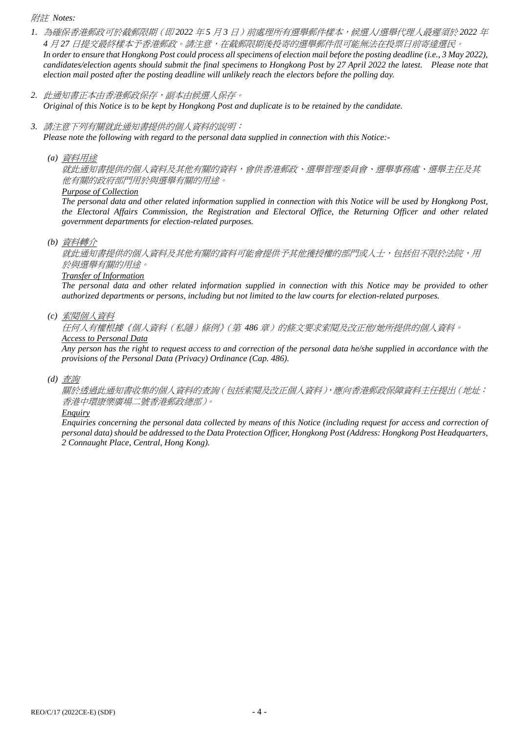*附註 Notes:*

1. *為確保香港郵政可於截郵限期（即 2022 年 5 月 3 日）前處理所有選舉郵件樣本，候選人/選舉代理人最遲須於 2022 年 4 月 27 日提交最終樣本予香港郵政。請注意，在截郵限期後投寄的選舉郵件很可能無法在投票日前寄達選民。*
   ***In order to ensure that Hongkong Post could process all specimens of election mail before the posting deadline (i.e., 3 May 2022), candidates/election agents should submit the final specimens to Hongkong Post by 27 April 2022 the latest. Please note that election mail posted after the posting deadline will unlikely reach the electors before the polling day.***

2. *此通知書正本由香港郵政保存，副本由候選人保存。*
   ***Original of this Notice is to be kept by Hongkong Post and duplicate is to be retained by the candidate.***

3. *請注意下列有關就此通知書提供的個人資料的說明：*
   ***Please note the following with regard to the personal data supplied in connection with this Notice:-***

   (a) *資料用途*
   *就此通知書提供的個人資料及其他有關的資料，會供香港郵政、選舉管理委員會、選舉事務處、選舉主任及其他有關的政府部門用於與選舉有關的用途。*
   ***Purpose of Collection***
   ***The personal data and other related information supplied in connection with this Notice will be used by Hongkong Post, the Electoral Affairs Commission, the Registration and Electoral Office, the Returning Officer and other related government departments for election-related purposes.***

   (b) *資料轉介*
   *就此通知書提供的個人資料及其他有關的資料可能會提供予其他獲授權的部門或人士，包括但不限於法院，用於與選舉有關的用途。*
   ***Transfer of Information***
   ***The personal data and other related information supplied in connection with this Notice may be provided to other authorized departments or persons, including but not limited to the law courts for election-related purposes.***

   (c) *索閱個人資料*
   *任何人有權根據《個人資料（私隱）條例》（第 486 章）的條文要求索閱及改正他/她所提供的個人資料。*
   ***Access to Personal Data***
   ***Any person has the right to request access to and correction of the personal data he/she supplied in accordance with the provisions of the Personal Data (Privacy) Ordinance (Cap. 486).***

   (d) *查詢*
   *關於透過此通知書收集的個人資料的查詢（包括索閱及改正個人資料），應向香港郵政保障資料主任提出（地址：香港中環康樂廣場二號香港郵政總部）。*
   ***Enquiry***
   ***Enquiries concerning the personal data collected by means of this Notice (including request for access and correction of personal data) should be addressed to the Data Protection Officer, Hongkong Post (Address: Hongkong Post Headquarters, 2 Connaught Place, Central, Hong Kong).***

REO/C/17 (2022CE-E) (SDF)